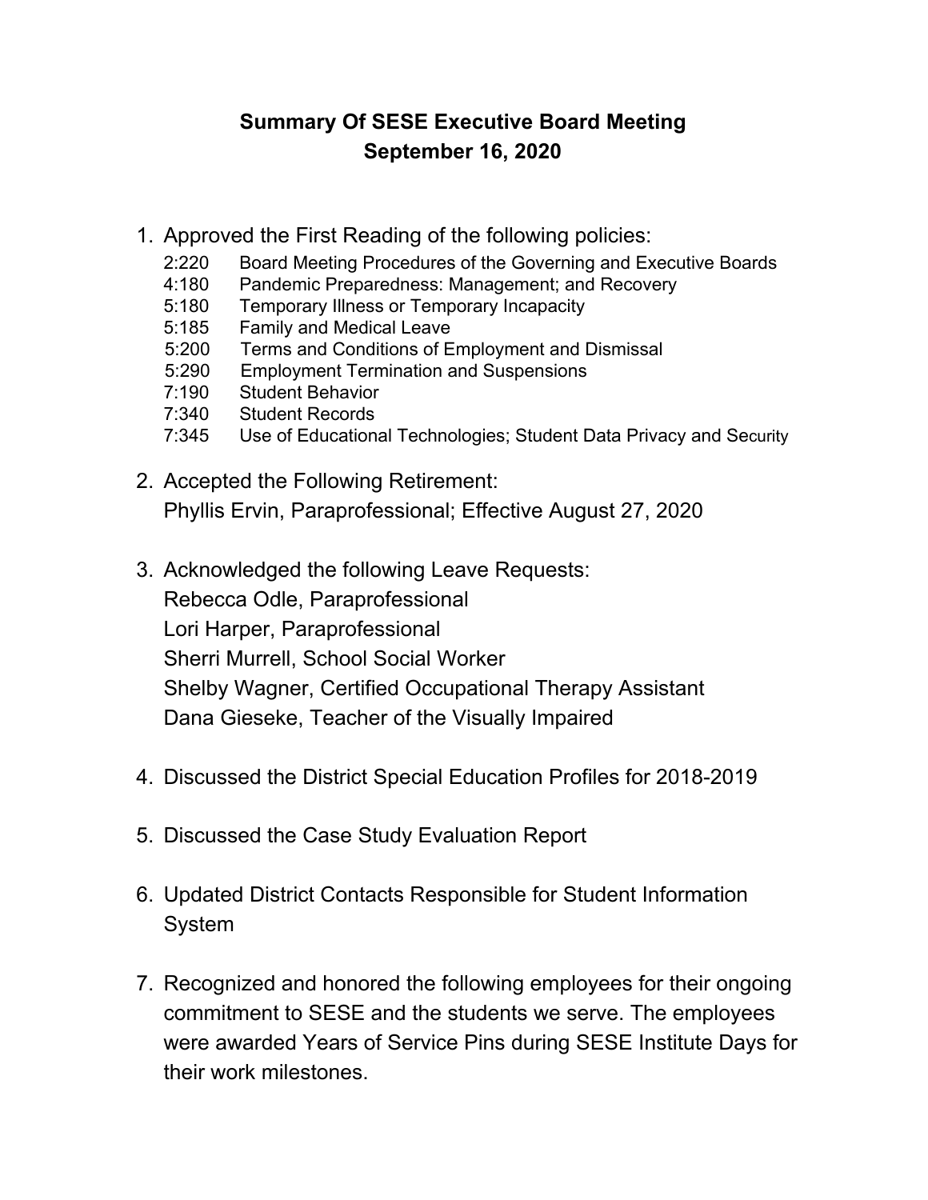# Summary Of SESE Executive Board Meeting
## September 16, 2020

1. Approved the First Reading of the following policies:
   - 2:220 Board Meeting Procedures of the Governing and Executive Boards
   - 4:180 Pandemic Preparedness: Management; and Recovery
   - 5:180 Temporary Illness or Temporary Incapacity
   - 5:185 Family and Medical Leave
   - 5:200 Terms and Conditions of Employment and Dismissal
   - 5:290 Employment Termination and Suspensions
   - 7:190 Student Behavior
   - 7:340 Student Records
   - 7:345 Use of Educational Technologies; Student Data Privacy and Security

2. Accepted the Following Retirement:
   Phyllis Ervin, Paraprofessional; Effective August 27, 2020

3. Acknowledged the following Leave Requests:
   Rebecca Odle, Paraprofessional
   Lori Harper, Paraprofessional
   Sherri Murrell, School Social Worker
   Shelby Wagner, Certified Occupational Therapy Assistant
   Dana Gieseke, Teacher of the Visually Impaired

4. Discussed the District Special Education Profiles for 2018-2019

5. Discussed the Case Study Evaluation Report

6. Updated District Contacts Responsible for Student Information System

7. Recognized and honored the following employees for their ongoing commitment to SESE and the students we serve. The employees were awarded Years of Service Pins during SESE Institute Days for their work milestones.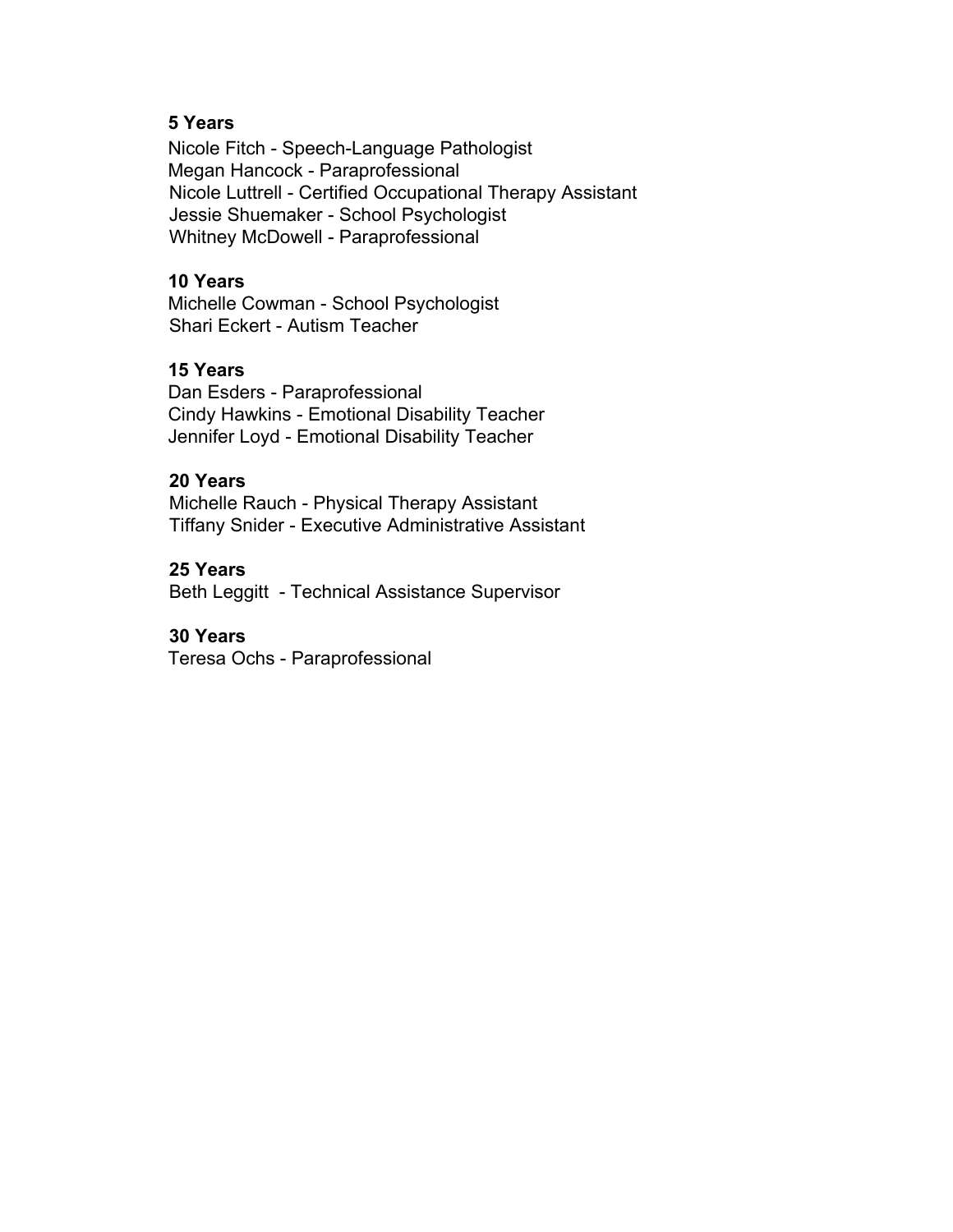**5 Years**

Nicole Fitch - Speech-Language Pathologist
Megan Hancock - Paraprofessional
Nicole Luttrell - Certified Occupational Therapy Assistant
Jessie Shuemaker - School Psychologist
Whitney McDowell - Paraprofessional

**10 Years**

Michelle Cowman - School Psychologist
Shari Eckert - Autism Teacher

**15 Years**

Dan Esders - Paraprofessional
Cindy Hawkins - Emotional Disability Teacher
Jennifer Loyd - Emotional Disability Teacher

**20 Years**

Michelle Rauch - Physical Therapy Assistant
Tiffany Snider - Executive Administrative Assistant

**25 Years**

Beth Leggitt - Technical Assistance Supervisor

**30 Years**

Teresa Ochs - Paraprofessional